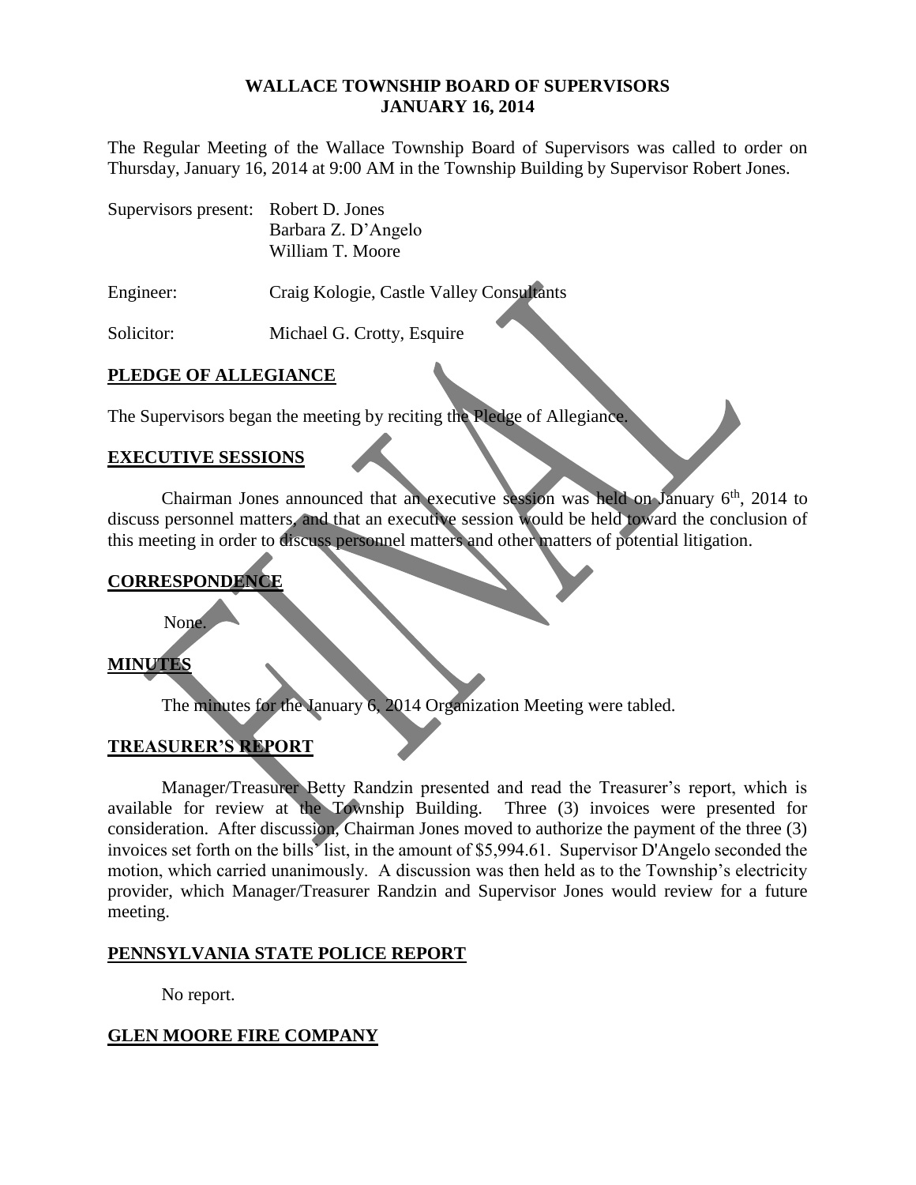# WALLACE TOWNSHIP BOARD OF SUPERVISORS
# JANUARY 16, 2014

The Regular Meeting of the Wallace Township Board of Supervisors was called to order on Thursday, January 16, 2014 at 9:00 AM in the Township Building by Supervisor Robert Jones.

| | |
|---|---|
| Supervisors present: | Robert D. Jones<br>Barbara Z. D'Angelo<br>William T. Moore |
| Engineer: | Craig Kologie, Castle Valley Consultants |
| Solicitor: | Michael G. Crotty, Esquire |

## PLEDGE OF ALLEGIANCE

The Supervisors began the meeting by reciting the Pledge of Allegiance.

## EXECUTIVE SESSIONS

Chairman Jones announced that an executive session was held on January 6th, 2014 to discuss personnel matters, and that an executive session would be held toward the conclusion of this meeting in order to discuss personnel matters and other matters of potential litigation.

## CORRESPONDENCE

None.

## MINUTES

The minutes for the January 6, 2014 Organization Meeting were tabled.

## TREASURER'S REPORT

Manager/Treasurer Betty Randzin presented and read the Treasurer's report, which is available for review at the Township Building. Three (3) invoices were presented for consideration. After discussion, Chairman Jones moved to authorize the payment of the three (3) invoices set forth on the bills' list, in the amount of $5,994.61. Supervisor D'Angelo seconded the motion, which carried unanimously. A discussion was then held as to the Township's electricity provider, which Manager/Treasurer Randzin and Supervisor Jones would review for a future meeting.

## PENNSYLVANIA STATE POLICE REPORT

No report.

## GLEN MOORE FIRE COMPANY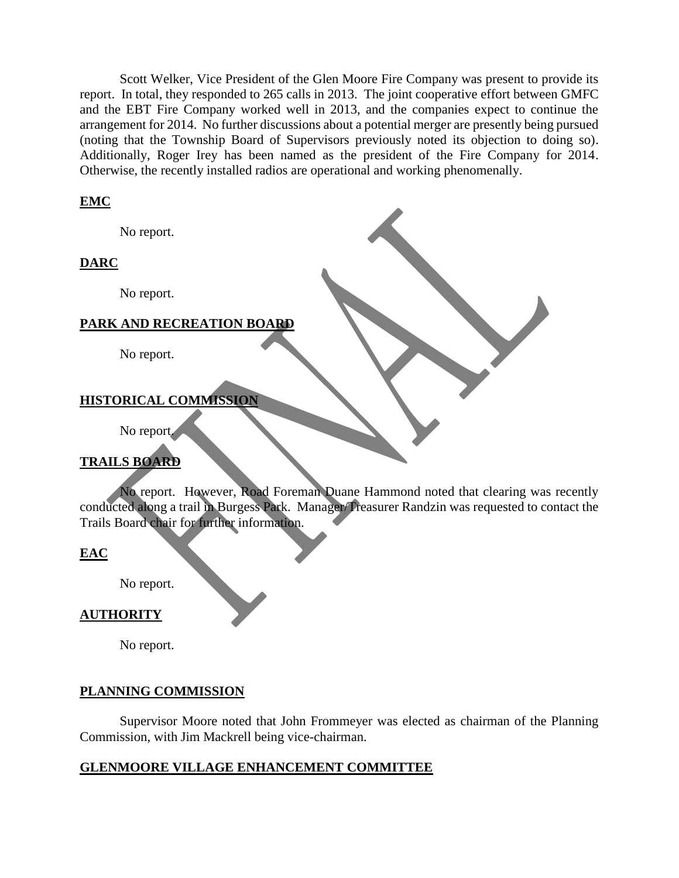Scott Welker, Vice President of the Glen Moore Fire Company was present to provide its report. In total, they responded to 265 calls in 2013. The joint cooperative effort between GMFC and the EBT Fire Company worked well in 2013, and the companies expect to continue the arrangement for 2014. No further discussions about a potential merger are presently being pursued (noting that the Township Board of Supervisors previously noted its objection to doing so). Additionally, Roger Irey has been named as the president of the Fire Company for 2014. Otherwise, the recently installed radios are operational and working phenomenally.

**EMC**

No report.

**DARC**

No report.

**PARK AND RECREATION BOARD**

No report.

**HISTORICAL COMMISSION**

No report.

**TRAILS BOARD**

No report. However, Road Foreman Duane Hammond noted that clearing was recently conducted along a trail in Burgess Park. Manager/Treasurer Randzin was requested to contact the Trails Board chair for further information.

**EAC**

No report.

**AUTHORITY**

No report.

**PLANNING COMMISSION**

Supervisor Moore noted that John Frommeyer was elected as chairman of the Planning Commission, with Jim Mackrell being vice-chairman.

**GLENMOORE VILLAGE ENHANCEMENT COMMITTEE**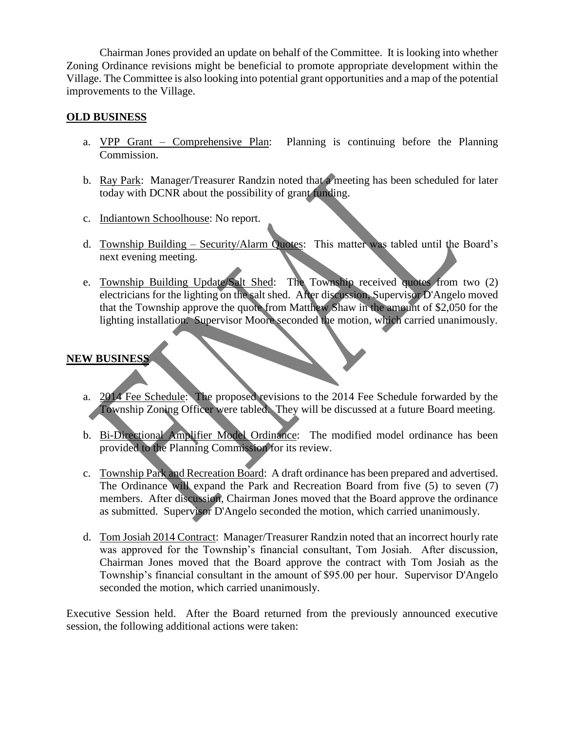Chairman Jones provided an update on behalf of the Committee. It is looking into whether Zoning Ordinance revisions might be beneficial to promote appropriate development within the Village. The Committee is also looking into potential grant opportunities and a map of the potential improvements to the Village.

**OLD BUSINESS**

a. VPP Grant – Comprehensive Plan: Planning is continuing before the Planning Commission.

b. Ray Park: Manager/Treasurer Randzin noted that a meeting has been scheduled for later today with DCNR about the possibility of grant funding.

c. Indiantown Schoolhouse: No report.

d. Township Building – Security/Alarm Quotes: This matter was tabled until the Board's next evening meeting.

e. Township Building Update/Salt Shed: The Township received quotes from two (2) electricians for the lighting on the salt shed. After discussion, Supervisor D'Angelo moved that the Township approve the quote from Matthew Shaw in the amount of $2,050 for the lighting installation. Supervisor Moore seconded the motion, which carried unanimously.

**NEW BUSINESS**

a. 2014 Fee Schedule: The proposed revisions to the 2014 Fee Schedule forwarded by the Township Zoning Officer were tabled. They will be discussed at a future Board meeting.

b. Bi-Directional Amplifier Model Ordinance: The modified model ordinance has been provided to the Planning Commission for its review.

c. Township Park and Recreation Board: A draft ordinance has been prepared and advertised. The Ordinance will expand the Park and Recreation Board from five (5) to seven (7) members. After discussion, Chairman Jones moved that the Board approve the ordinance as submitted. Supervisor D'Angelo seconded the motion, which carried unanimously.

d. Tom Josiah 2014 Contract: Manager/Treasurer Randzin noted that an incorrect hourly rate was approved for the Township's financial consultant, Tom Josiah. After discussion, Chairman Jones moved that the Board approve the contract with Tom Josiah as the Township's financial consultant in the amount of $95.00 per hour. Supervisor D'Angelo seconded the motion, which carried unanimously.

Executive Session held. After the Board returned from the previously announced executive session, the following additional actions were taken: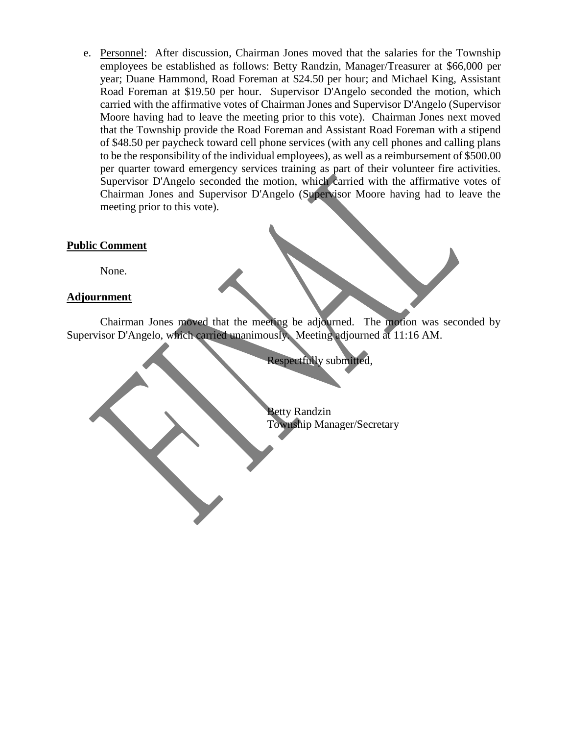e. Personnel: After discussion, Chairman Jones moved that the salaries for the Township employees be established as follows: Betty Randzin, Manager/Treasurer at $66,000 per year; Duane Hammond, Road Foreman at $24.50 per hour; and Michael King, Assistant Road Foreman at $19.50 per hour. Supervisor D'Angelo seconded the motion, which carried with the affirmative votes of Chairman Jones and Supervisor D'Angelo (Supervisor Moore having had to leave the meeting prior to this vote). Chairman Jones next moved that the Township provide the Road Foreman and Assistant Road Foreman with a stipend of $48.50 per paycheck toward cell phone services (with any cell phones and calling plans to be the responsibility of the individual employees), as well as a reimbursement of $500.00 per quarter toward emergency services training as part of their volunteer fire activities. Supervisor D'Angelo seconded the motion, which carried with the affirmative votes of Chairman Jones and Supervisor D'Angelo (Supervisor Moore having had to leave the meeting prior to this vote).

**Public Comment**

None.

**Adjournment**

Chairman Jones moved that the meeting be adjourned. The motion was seconded by Supervisor D'Angelo, which carried unanimously. Meeting adjourned at 11:16 AM.

Respectfully submitted,

Betty Randzin
Township Manager/Secretary